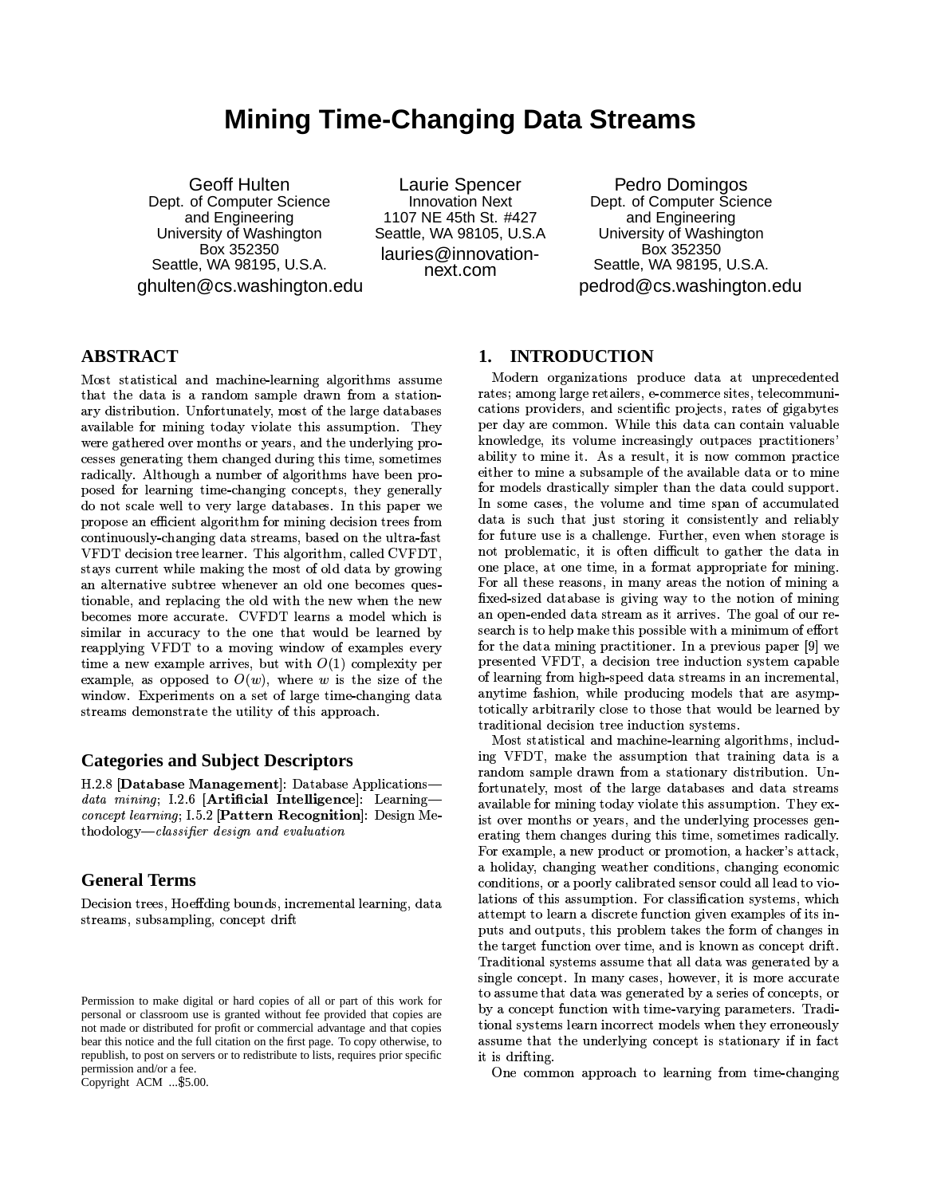# Mining Time-Changing Data Streams

Geoff Hulten
Dept. of Computer Science and Engineering
University of Washington
Box 352350
Seattle, WA 98195, U.S.A.
ghulten@cs.washington.edu

Laurie Spencer
Innovation Next
1107 NE 45th St. #427
Seattle, WA 98105, U.S.A
lauries@innovation-next.com

Pedro Domingos
Dept. of Computer Science and Engineering
University of Washington
Box 352350
Seattle, WA 98195, U.S.A.
pedrod@cs.washington.edu

## ABSTRACT

Most statistical and machine-learning algorithms assume that the data is a random sample drawn from a stationary distribution. Unfortunately, most of the large databases available for mining today violate this assumption. They were gathered over months or years, and the underlying processes generating them changed during this time, sometimes radically. Although a number of algorithms have been proposed for learning time-changing concepts, they generally do not scale well to very large databases. In this paper we propose an efficient algorithm for mining decision trees from continuously-changing data streams, based on the ultra-fast VFDT decision tree learner. This algorithm, called CVFDT, stays current while making the most of old data by growing an alternative subtree whenever an old one becomes questionable, and replacing the old with the new when the new becomes more accurate. CVFDT learns a model which is similar in accuracy to the one that would be learned by reapplying VFDT to a moving window of examples every time a new example arrives, but with $O(1)$ complexity per example, as opposed to $O(w)$, where $w$ is the size of the window. Experiments on a set of large time-changing data streams demonstrate the utility of this approach.

## Categories and Subject Descriptors

H.2.8 [**Database Management**]: Database Applications—*data mining*; I.2.6 [**Artificial Intelligence**]: Learning—*concept learning*; I.5.2 [**Pattern Recognition**]: Design Methodology—*classifier design and evaluation*

## General Terms

Decision trees, Hoeffding bounds, incremental learning, data streams, subsampling, concept drift

Permission to make digital or hard copies of all or part of this work for personal or classroom use is granted without fee provided that copies are not made or distributed for profit or commercial advantage and that copies bear this notice and the full citation on the first page. To copy otherwise, to republish, to post on servers or to redistribute to lists, requires prior specific permission and/or a fee.
Copyright ACM ...$5.00.

## 1. INTRODUCTION

Modern organizations produce data at unprecedented rates; among large retailers, e-commerce sites, telecommunications providers, and scientific projects, rates of gigabytes per day are common. While this data can contain valuable knowledge, its volume increasingly outpaces practitioners' ability to mine it. As a result, it is now common practice either to mine a subsample of the available data or to mine for models drastically simpler than the data could support. In some cases, the volume and time span of accumulated data is such that just storing it consistently and reliably for future use is a challenge. Further, even when storage is not problematic, it is often difficult to gather the data in one place, at one time, in a format appropriate for mining. For all these reasons, in many areas the notion of mining a fixed-sized database is giving way to the notion of mining an open-ended data stream as it arrives. The goal of our research is to help make this possible with a minimum of effort for the data mining practitioner. In a previous paper [9] we presented VFDT, a decision tree induction system capable of learning from high-speed data streams in an incremental, anytime fashion, while producing models that are asymptotically arbitrarily close to those that would be learned by traditional decision tree induction systems.

Most statistical and machine-learning algorithms, including VFDT, make the assumption that training data is a random sample drawn from a stationary distribution. Unfortunately, most of the large databases and data streams available for mining today violate this assumption. They exist over months or years, and the underlying processes generating them changes during this time, sometimes radically. For example, a new product or promotion, a hacker's attack, a holiday, changing weather conditions, changing economic conditions, or a poorly calibrated sensor could all lead to violations of this assumption. For classification systems, which attempt to learn a discrete function given examples of its inputs and outputs, this problem takes the form of changes in the target function over time, and is known as concept drift. Traditional systems assume that all data was generated by a single concept. In many cases, however, it is more accurate to assume that data was generated by a series of concepts, or by a concept function with time-varying parameters. Traditional systems learn incorrect models when they erroneously assume that the underlying concept is stationary if in fact it is drifting.

One common approach to learning from time-changing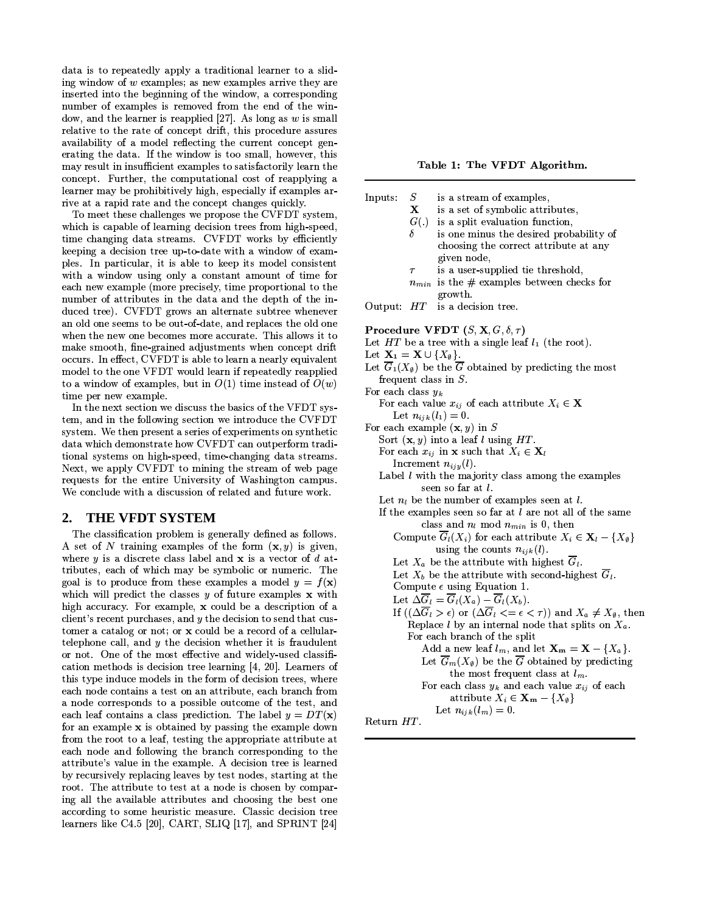data is to repeatedly apply a traditional learner to a sliding window of $w$ examples; as new examples arrive they are inserted into the beginning of the window, a corresponding number of examples is removed from the end of the window, and the learner is reapplied [27]. As long as $w$ is small relative to the rate of concept drift, this procedure assures availability of a model reflecting the current concept generating the data. If the window is too small, however, this may result in insufficient examples to satisfactorily learn the concept. Further, the computational cost of reapplying a learner may be prohibitively high, especially if examples arrive at a rapid rate and the concept changes quickly.

To meet these challenges we propose the CVFDT system, which is capable of learning decision trees from high-speed, time changing data streams. CVFDT works by efficiently keeping a decision tree up-to-date with a window of examples. In particular, it is able to keep its model consistent with a window using only a constant amount of time for each new example (more precisely, time proportional to the number of attributes in the data and the depth of the induced tree). CVFDT grows an alternate subtree whenever an old one seems to be out-of-date, and replaces the old one when the new one becomes more accurate. This allows it to make smooth, fine-grained adjustments when concept drift occurs. In effect, CVFDT is able to learn a nearly equivalent model to the one VFDT would learn if repeatedly reapplied to a window of examples, but in $O(1)$ time instead of $O(w)$ time per new example.

In the next section we discuss the basics of the VFDT system, and in the following section we introduce the CVFDT system. We then present a series of experiments on synthetic data which demonstrate how CVFDT can outperform traditional systems on high-speed, time-changing data streams. Next, we apply CVFDT to mining the stream of web page requests for the entire University of Washington campus. We conclude with a discussion of related and future work.

## 2. THE VFDT SYSTEM

The classification problem is generally defined as follows. A set of $N$ training examples of the form $(\mathbf{x}, y)$ is given, where $y$ is a discrete class label and $\mathbf{x}$ is a vector of $d$ attributes, each of which may be symbolic or numeric. The goal is to produce from these examples a model $y = f(\mathbf{x})$ which will predict the classes $y$ of future examples $\mathbf{x}$ with high accuracy. For example, $\mathbf{x}$ could be a description of a client's recent purchases, and $y$ the decision to send that customer a catalog or not; or $\mathbf{x}$ could be a record of a cellular-telephone call, and $y$ the decision whether it is fraudulent or not. One of the most effective and widely-used classification methods is decision tree learning [4, 20]. Learners of this type induce models in the form of decision trees, where each node contains a test on an attribute, each branch from a node corresponds to a possible outcome of the test, and each leaf contains a class prediction. The label $y = DT(\mathbf{x})$ for an example $\mathbf{x}$ is obtained by passing the example down from the root to a leaf, testing the appropriate attribute at each node and following the branch corresponding to the attribute's value in the example. A decision tree is learned by recursively replacing leaves by test nodes, starting at the root. The attribute to test at a node is chosen by comparing all the available attributes and choosing the best one according to some heuristic measure. Classic decision tree learners like C4.5 [20], CART, SLIQ [17], and SPRINT [24]

**Table 1: The VFDT Algorithm.**

Inputs:
- $S$ is a stream of examples,
- $\mathbf{X}$ is a set of symbolic attributes,
- $G(.)$ is a split evaluation function,
- $\delta$ is one minus the desired probability of choosing the correct attribute at any given node,
- $\tau$ is a user-supplied tie threshold,
- $n_{min}$ is the # examples between checks for growth.

Output: $HT$ is a decision tree.

**Procedure VFDT** $(S, \mathbf{X}, G, \delta, \tau)$

```
Let HT be a tree with a single leaf l_1 (the root).
Let X_1 = X ∪ {X_∅}.
Let Ḡ_1(X_∅) be the Ḡ obtained by predicting the most
   frequent class in S.
For each class y_k
   For each value x_ij of each attribute X_i ∈ X
      Let n_ijk(l_1) = 0.
For each example (x, y) in S
   Sort (x, y) into a leaf l using HT.
   For each x_ij in x such that X_i ∈ X_l
      Increment n_ijy(l).
   Label l with the majority class among the examples
         seen so far at l.
   Let n_l be the number of examples seen at l.
   If the examples seen so far at l are not all of the same
         class and n_l mod n_min is 0, then
      Compute Ḡ_l(X_i) for each attribute X_i ∈ X_l − {X_∅}
            using the counts n_ijk(l).
      Let X_a be the attribute with highest Ḡ_l.
      Let X_b be the attribute with second-highest Ḡ_l.
      Compute ε using Equation 1.
      Let ΔḠ_l = Ḡ_l(X_a) − Ḡ_l(X_b).
      If ((ΔḠ_l > ε) or (ΔḠ_l <= ε < τ)) and X_a ≠ X_∅, then
         Replace l by an internal node that splits on X_a.
         For each branch of the split
            Add a new leaf l_m, and let X_m = X − {X_a}.
            Let Ḡ_m(X_∅) be the Ḡ obtained by predicting
                  the most frequent class at l_m.
            For each class y_k and each value x_ij of each
                  attribute X_i ∈ X_m − {X_∅}
               Let n_ijk(l_m) = 0.
Return HT.
```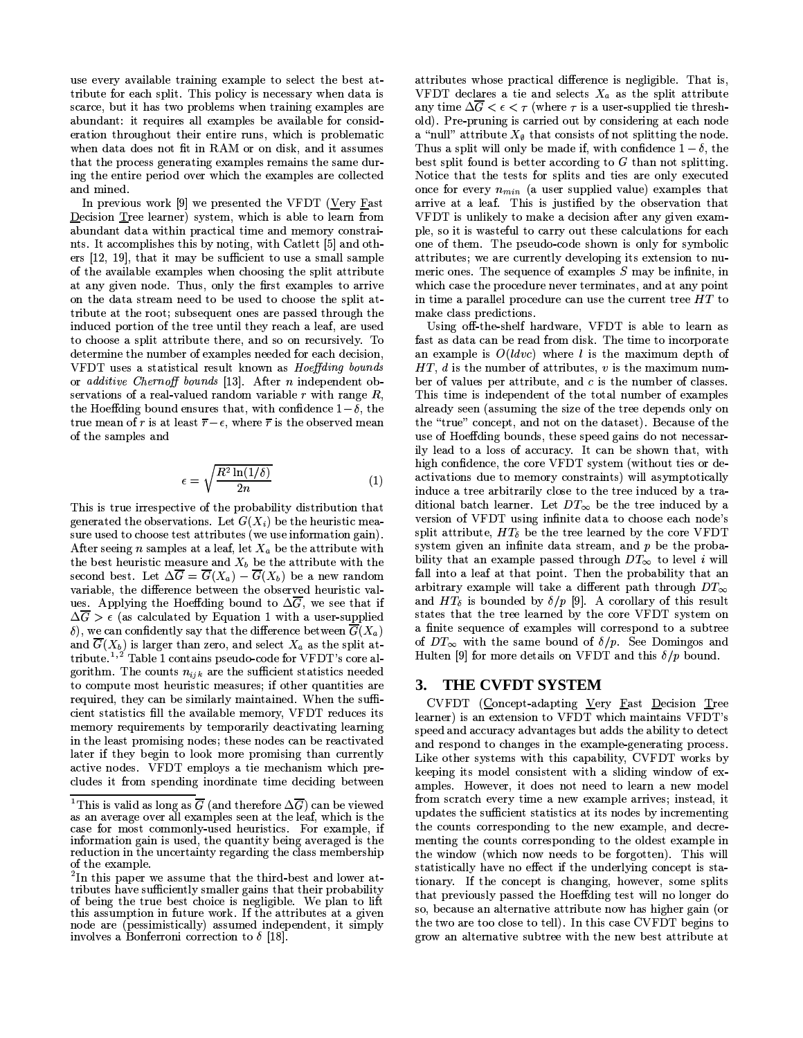use every available training example to select the best attribute for each split. This policy is necessary when data is scarce, but it has two problems when training examples are abundant: it requires all examples be available for consideration throughout their entire runs, which is problematic when data does not fit in RAM or on disk, and it assumes that the process generating examples remains the same during the entire period over which the examples are collected and mined.

In previous work [9] we presented the VFDT (Very Fast Decision Tree learner) system, which is able to learn from abundant data within practical time and memory constraints. It accomplishes this by noting, with Catlett [5] and others [12, 19], that it may be sufficient to use a small sample of the available examples when choosing the split attribute at any given node. Thus, only the first examples to arrive on the data stream need to be used to choose the split attribute at the root; subsequent ones are passed through the induced portion of the tree until they reach a leaf, are used to choose a split attribute there, and so on recursively. To determine the number of examples needed for each decision, VFDT uses a statistical result known as *Hoeffding bounds* or *additive Chernoff bounds* [13]. After $n$ independent observations of a real-valued random variable $r$ with range $R$, the Hoeffding bound ensures that, with confidence $1-\delta$, the true mean of $r$ is at least $\overline{r}-\epsilon$, where $\overline{r}$ is the observed mean of the samples and

$$\epsilon = \sqrt{\frac{R^2 \ln(1/\delta)}{2n}} \quad (1)$$

This is true irrespective of the probability distribution that generated the observations. Let $G(X_i)$ be the heuristic measure used to choose test attributes (we use information gain). After seeing $n$ samples at a leaf, let $X_a$ be the attribute with the best heuristic measure and $X_b$ be the attribute with the second best. Let $\Delta\overline{G} = \overline{G}(X_a) - \overline{G}(X_b)$ be a new random variable, the difference between the observed heuristic values. Applying the Hoeffding bound to $\Delta\overline{G}$, we see that if $\Delta\overline{G} > \epsilon$ (as calculated by Equation 1 with a user-supplied $\delta$), we can confidently say that the difference between $\overline{G}(X_a)$ and $\overline{G}(X_b)$ is larger than zero, and select $X_a$ as the split attribute.[1,2] Table 1 contains pseudo-code for VFDT's core algorithm. The counts $n_{ijk}$ are the sufficient statistics needed to compute most heuristic measures; if other quantities are required, they can be similarly maintained. When the sufficient statistics fill the available memory, VFDT reduces its memory requirements by temporarily deactivating learning in the least promising nodes; these nodes can be reactivated later if they begin to look more promising than currently active nodes. VFDT employs a tie mechanism which precludes it from spending inordinate time deciding between attributes whose practical difference is negligible. That is, VFDT declares a tie and selects $X_a$ as the split attribute any time $\Delta\overline{G} < \epsilon < \tau$ (where $\tau$ is a user-supplied tie threshold). Pre-pruning is carried out by considering at each node a "null" attribute $X_\emptyset$ that consists of not splitting the node. Thus a split will only be made if, with confidence $1-\delta$, the best split found is better according to $G$ than not splitting. Notice that the tests for splits and ties are only executed once for every $n_{min}$ (a user supplied value) examples that arrive at a leaf. This is justified by the observation that VFDT is unlikely to make a decision after any given example, so it is wasteful to carry out these calculations for each one of them. The pseudo-code shown is only for symbolic attributes; we are currently developing its extension to numeric ones. The sequence of examples $S$ may be infinite, in which case the procedure never terminates, and at any point in time a parallel procedure can use the current tree $HT$ to make class predictions.

Using off-the-shelf hardware, VFDT is able to learn as fast as data can be read from disk. The time to incorporate an example is $O(ldvc)$ where $l$ is the maximum depth of $HT$, $d$ is the number of attributes, $v$ is the maximum number of values per attribute, and $c$ is the number of classes. This time is independent of the total number of examples already seen (assuming the size of the tree depends only on the "true" concept, and not on the dataset). Because of the use of Hoeffding bounds, these speed gains do not necessarily lead to a loss of accuracy. It can be shown that, with high confidence, the core VFDT system (without ties or deactivations due to memory constraints) will asymptotically induce a tree arbitrarily close to the tree induced by a traditional batch learner. Let $DT_\infty$ be the tree induced by a version of VFDT using infinite data to choose each node's split attribute, $HT_\delta$ be the tree learned by the core VFDT system given an infinite data stream, and $p$ be the probability that an example passed through $DT_\infty$ to level $i$ will fall into a leaf at that point. Then the probability that an arbitrary example will take a different path through $DT_\infty$ and $HT_\delta$ is bounded by $\delta/p$ [9]. A corollary of this result states that the tree learned by the core VFDT system on a finite sequence of examples will correspond to a subtree of $DT_\infty$ with the same bound of $\delta/p$. See Domingos and Hulten [9] for more details on VFDT and this $\delta/p$ bound.

## 3. THE CVFDT SYSTEM

CVFDT (Concept-adapting Very Fast Decision Tree learner) is an extension to VFDT which maintains VFDT's speed and accuracy advantages but adds the ability to detect and respond to changes in the example-generating process. Like other systems with this capability, CVFDT works by keeping its model consistent with a sliding window of examples. However, it does not need to learn a new model from scratch every time a new example arrives; instead, it updates the sufficient statistics at its nodes by incrementing the counts corresponding to the new example, and decrementing the counts corresponding to the oldest example in the window (which now needs to be forgotten). This will statistically have no effect if the underlying concept is stationary. If the concept is changing, however, some splits that previously passed the Hoeffding test will no longer do so, because an alternative attribute now has higher gain (or the two are too close to tell). In this case CVFDT begins to grow an alternative subtree with the new best attribute at

---

[1] This is valid as long as $G$ (and therefore $\Delta\overline{G}$) can be viewed as an average over all examples seen at the leaf, which is the case for most commonly-used heuristics. For example, if information gain is used, the quantity being averaged is the reduction in the uncertainty regarding the class membership of the example.

[2] In this paper we assume that the third-best and lower attributes have sufficiently smaller gains that their probability of being the true best choice is negligible. We plan to lift this assumption in future work. If the attributes at a given node are (pessimistically) assumed independent, it simply involves a Bonferroni correction to $\delta$ [18].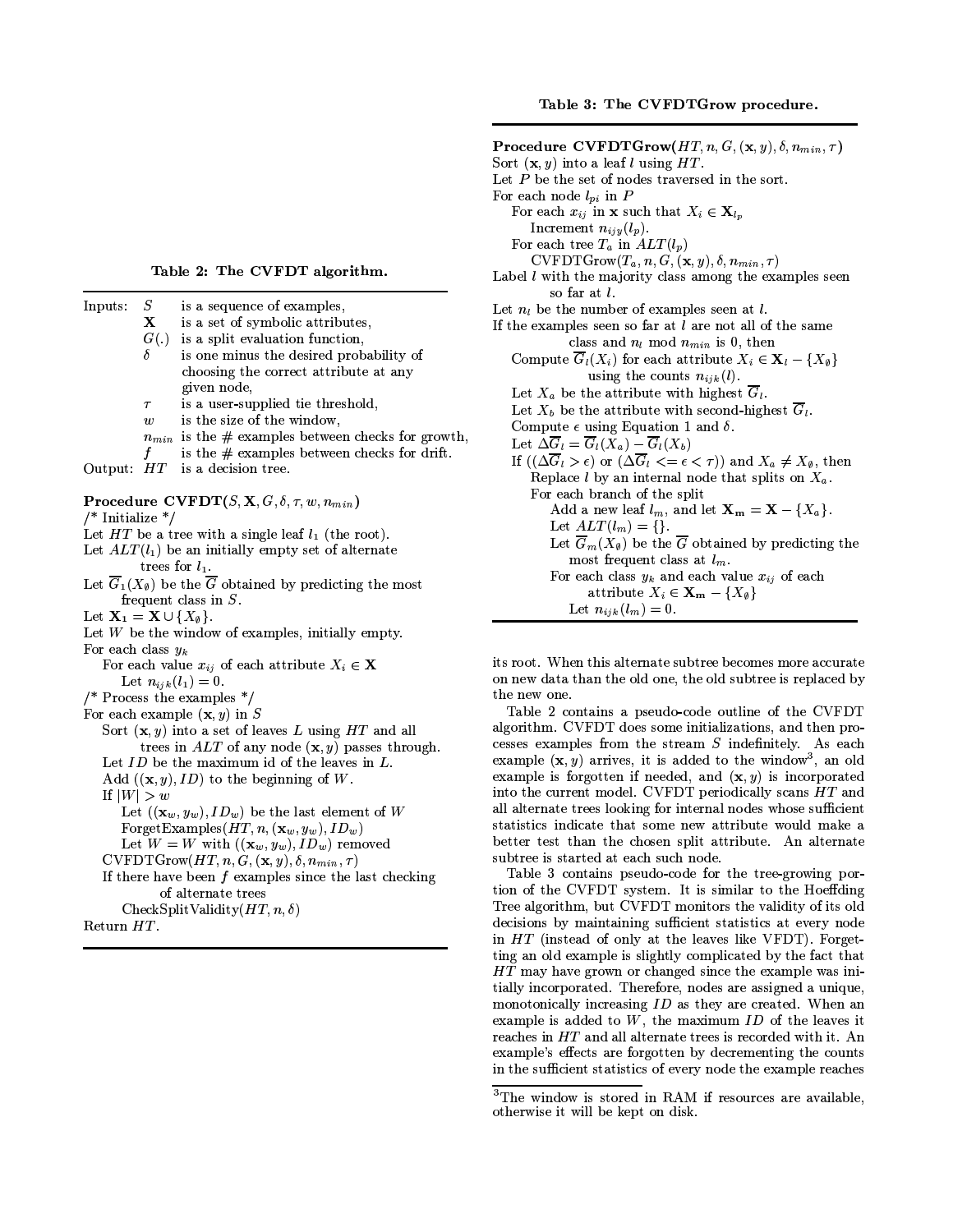**Table 2: The CVFDT algorithm.**

```
Inputs:  S       is a sequence of examples,
         X       is a set of symbolic attributes,
         G(.)    is a split evaluation function,
         δ       is one minus the desired probability of
                 choosing the correct attribute at any
                 given node,
         τ       is a user-supplied tie threshold,
         w       is the size of the window,
         n_min   is the # examples between checks for growth,
         f       is the # examples between checks for drift.
Output:  HT      is a decision tree.

Procedure CVFDT(S, X, G, δ, τ, w, n_min)
/* Initialize */
Let HT be a tree with a single leaf l_1 (the root).
Let ALT(l_1) be an initially empty set of alternate
        trees for l_1.
Let G̅_1(X_∅) be the G̅ obtained by predicting the most
      frequent class in S.
Let X_1 = X ∪ {X_∅}.
Let W be the window of examples, initially empty.
For each class y_k
   For each value x_ij of each attribute X_i ∈ X
      Let n_ijk(l_1) = 0.
/* Process the examples */
For each example (x, y) in S
   Sort (x, y) into a set of leaves L using HT and all
         trees in ALT of any node (x, y) passes through.
   Let ID be the maximum id of the leaves in L.
   Add ((x, y), ID) to the beginning of W.
   If |W| > w
      Let ((x_w, y_w), ID_w) be the last element of W
      ForgetExamples(HT, n, (x_w, y_w), ID_w)
      Let W = W with ((x_w, y_w), ID_w) removed
   CVFDTGrow(HT, n, G, (x, y), δ, n_min, τ)
   If there have been f examples since the last checking
            of alternate trees
      CheckSplitValidity(HT, n, δ)
Return HT.
```

**Table 3: The CVFDTGrow procedure.**

```
Procedure CVFDTGrow(HT, n, G, (x, y), δ, n_min, τ)
Sort (x, y) into a leaf l using HT.
Let P be the set of nodes traversed in the sort.
For each node l_pi in P
   For each x_ij in x such that X_i ∈ X_lp
      Increment n_ijy(l_p).
   For each tree T_a in ALT(l_p)
      CVFDTGrow(T_a, n, G, (x, y), δ, n_min, τ)
Label l with the majority class among the examples seen
         so far at l.
Let n_l be the number of examples seen at l.
If the examples seen so far at l are not all of the same
            class and n_l mod n_min is 0, then
   Compute G̅_l(X_i) for each attribute X_i ∈ X_l − {X_∅}
            using the counts n_ijk(l).
   Let X_a be the attribute with highest G̅_l.
   Let X_b be the attribute with second-highest G̅_l.
   Compute ε using Equation 1 and δ.
   Let ΔG̅_l = G̅_l(X_a) − G̅_l(X_b)
   If ((ΔG̅_l > ε) or (ΔG̅_l <= ε < τ)) and X_a ≠ X_∅, then
      Replace l by an internal node that splits on X_a.
      For each branch of the split
         Add a new leaf l_m, and let X_m = X − {X_a}.
         Let ALT(l_m) = {}.
         Let G̅_m(X_∅) be the G̅ obtained by predicting the
            most frequent class at l_m.
         For each class y_k and each value x_ij of each
                  attribute X_i ∈ X_m − {X_∅}
               Let n_ijk(l_m) = 0.
```

its root. When this alternate subtree becomes more accurate on new data than the old one, the old subtree is replaced by the new one.

Table 2 contains a pseudo-code outline of the CVFDT algorithm. CVFDT does some initializations, and then processes examples from the stream $S$ indefinitely. As each example $(\mathbf{x}, y)$ arrives, it is added to the window[3], an old example is forgotten if needed, and $(\mathbf{x}, y)$ is incorporated into the current model. CVFDT periodically scans $HT$ and all alternate trees looking for internal nodes whose sufficient statistics indicate that some new attribute would make a better test than the chosen split attribute. An alternate subtree is started at each such node.

Table 3 contains pseudo-code for the tree-growing portion of the CVFDT system. It is similar to the Hoeffding Tree algorithm, but CVFDT monitors the validity of its old decisions by maintaining sufficient statistics at every node in $HT$ (instead of only at the leaves like VFDT). Forgetting an old example is slightly complicated by the fact that $HT$ may have grown or changed since the example was initially incorporated. Therefore, nodes are assigned a unique, monotonically increasing $ID$ as they are created. When an example is added to $W$, the maximum $ID$ of the leaves it reaches in $HT$ and all alternate trees is recorded with it. An example's effects are forgotten by decrementing the counts in the sufficient statistics of every node the example reaches

[3] The window is stored in RAM if resources are available, otherwise it will be kept on disk.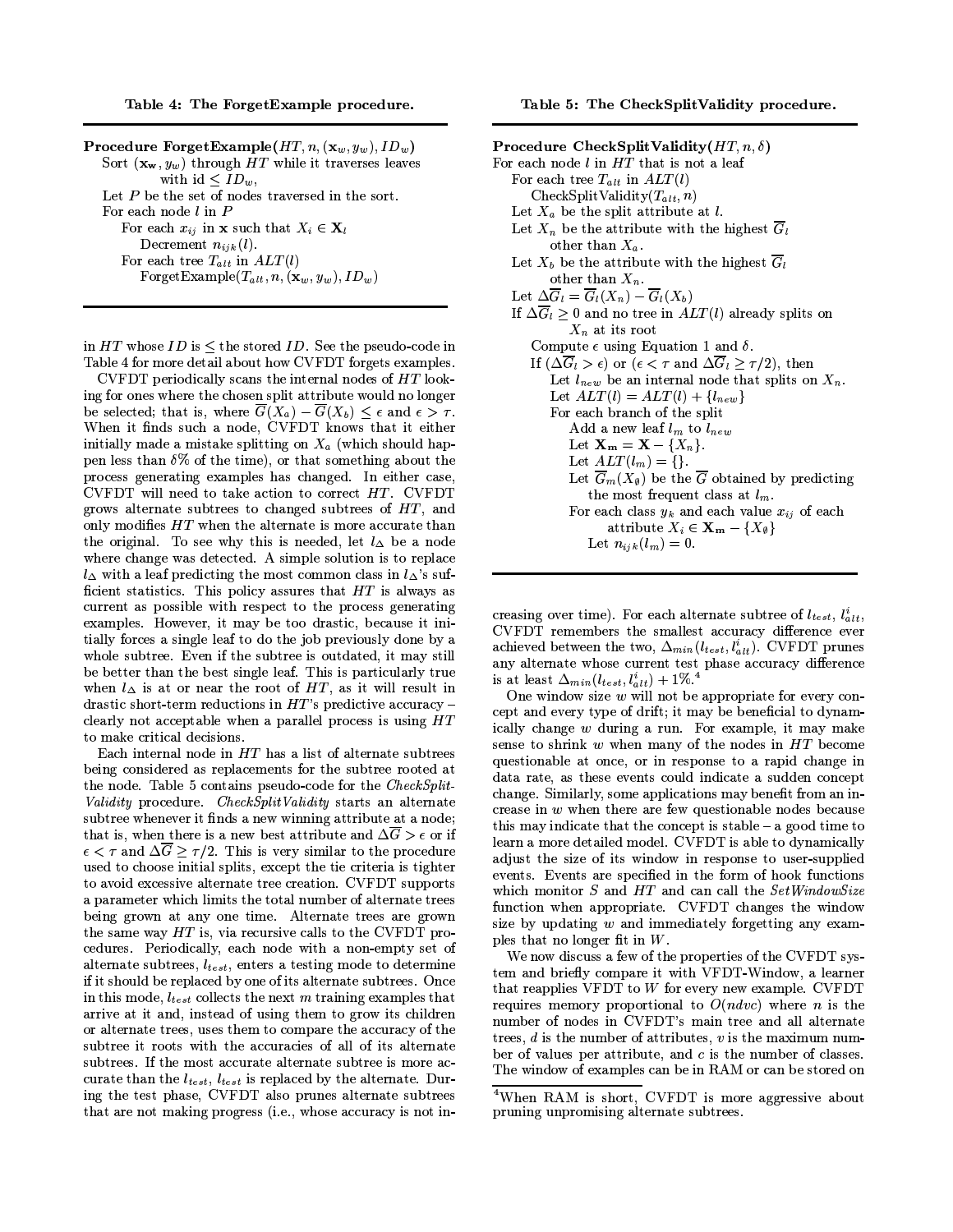**Table 4: The ForgetExample procedure.**

```
Procedure ForgetExample(HT, n, (x_w, y_w), ID_w)
    Sort (x_w, y_w) through HT while it traverses leaves
            with id ≤ ID_w,
    Let P be the set of nodes traversed in the sort.
    For each node l in P
        For each x_ij in x such that X_i ∈ X_l
            Decrement n_ijk(l).
        For each tree T_alt in ALT(l)
            ForgetExample(T_alt, n, (x_w, y_w), ID_w)
```

in $HT$ whose $ID$ is $\leq$ the stored $ID$. See the pseudo-code in Table 4 for more detail about how CVFDT forgets examples.

CVFDT periodically scans the internal nodes of $HT$ looking for ones where the chosen split attribute would no longer be selected; that is, where $\overline{G}(X_a) - \overline{G}(X_b) \leq \epsilon$ and $\epsilon > \tau$. When it finds such a node, CVFDT knows that it either initially made a mistake splitting on $X_a$ (which should happen less than $\delta$% of the time), or that something about the process generating examples has changed. In either case, CVFDT will need to take action to correct $HT$. CVFDT grows alternate subtrees to changed subtrees of $HT$, and only modifies $HT$ when the alternate is more accurate than the original. To see why this is needed, let $l_\Delta$ be a node where change was detected. A simple solution is to replace $l_\Delta$ with a leaf predicting the most common class in $l_\Delta$'s sufficient statistics. This policy assures that $HT$ is always as current as possible with respect to the process generating examples. However, it may be too drastic, because it initially forces a single leaf to do the job previously done by a whole subtree. Even if the subtree is outdated, it may still be better than the best single leaf. This is particularly true when $l_\Delta$ is at or near the root of $HT$, as it will result in drastic short-term reductions in $HT$'s predictive accuracy – clearly not acceptable when a parallel process is using $HT$ to make critical decisions.

Each internal node in $HT$ has a list of alternate subtrees being considered as replacements for the subtree rooted at the node. Table 5 contains pseudo-code for the *CheckSplitValidity* procedure. *CheckSplitValidity* starts an alternate subtree whenever it finds a new winning attribute at a node; that is, when there is a new best attribute and $\Delta\overline{G} > \epsilon$ or if $\epsilon < \tau$ and $\Delta\overline{G} \geq \tau/2$. This is very similar to the procedure used to choose initial splits, except the tie criteria is tighter to avoid excessive alternate tree creation. CVFDT supports a parameter which limits the total number of alternate trees being grown at any one time. Alternate trees are grown the same way $HT$ is, via recursive calls to the CVFDT procedures. Periodically, each node with a non-empty set of alternate subtrees, $l_{test}$, enters a testing mode to determine if it should be replaced by one of its alternate subtrees. Once in this mode, $l_{test}$ collects the next $m$ training examples that arrive at it and, instead of using them to grow its children or alternate trees, uses them to compare the accuracy of the subtree it roots with the accuracies of all of its alternate subtrees. If the most accurate alternate subtree is more accurate than the $l_{test}$, $l_{test}$ is replaced by the alternate. During the test phase, CVFDT also prunes alternate subtrees that are not making progress (i.e., whose accuracy is not increasing over time). For each alternate subtree of $l_{test}$, $l^i_{alt}$, CVFDT remembers the smallest accuracy difference ever achieved between the two, $\Delta_{min}(l_{test}, l^i_{alt})$. CVFDT prunes any alternate whose current test phase accuracy difference is at least $\Delta_{min}(l_{test}, l^i_{alt}) + 1\%$.[4]

**Table 5: The CheckSplitValidity procedure.**

```
Procedure CheckSplitValidity(HT, n, δ)
For each node l in HT that is not a leaf
    For each tree T_alt in ALT(l)
        CheckSplitValidity(T_alt, n)
    Let X_a be the split attribute at l.
    Let X_n be the attribute with the highest Ḡ_l
            other than X_a.
    Let X_b be the attribute with the highest Ḡ_l
            other than X_n.
    Let ΔḠ_l = Ḡ_l(X_n) − Ḡ_l(X_b)
    If ΔḠ_l ≥ 0 and no tree in ALT(l) already splits on
            X_n at its root
        Compute ε using Equation 1 and δ.
        If (ΔḠ_l > ε) or (ε < τ and ΔḠ_l ≥ τ/2), then
            Let l_new be an internal node that splits on X_n.
            Let ALT(l) = ALT(l) + {l_new}
            For each branch of the split
                Add a new leaf l_m to l_new
                Let X_m = X − {X_n}.
                Let ALT(l_m) = {}.
                Let Ḡ_m(X_∅) be the Ḡ obtained by predicting
                    the most frequent class at l_m.
                For each class y_k and each value x_ij of each
                        attribute X_i ∈ X_m − {X_∅}
                    Let n_ijk(l_m) = 0.
```

One window size $w$ will not be appropriate for every concept and every type of drift; it may be beneficial to dynamically change $w$ during a run. For example, it may make sense to shrink $w$ when many of the nodes in $HT$ become questionable at once, or in response to a rapid change in data rate, as these events could indicate a sudden concept change. Similarly, some applications may benefit from an increase in $w$ when there are few questionable nodes because this may indicate that the concept is stable – a good time to learn a more detailed model. CVFDT is able to dynamically adjust the size of its window in response to user-supplied events. Events are specified in the form of hook functions which monitor $S$ and $HT$ and can call the *SetWindowSize* function when appropriate. CVFDT changes the window size by updating $w$ and immediately forgetting any examples that no longer fit in $W$.

We now discuss a few of the properties of the CVFDT system and briefly compare it with VFDT-Window, a learner that reapplies VFDT to $W$ for every new example. CVFDT requires memory proportional to $O(ndvc)$ where $n$ is the number of nodes in CVFDT's main tree and all alternate trees, $d$ is the number of attributes, $v$ is the maximum number of values per attribute, and $c$ is the number of classes. The window of examples can be in RAM or can be stored on

[4]When RAM is short, CVFDT is more aggressive about pruning unpromising alternate subtrees.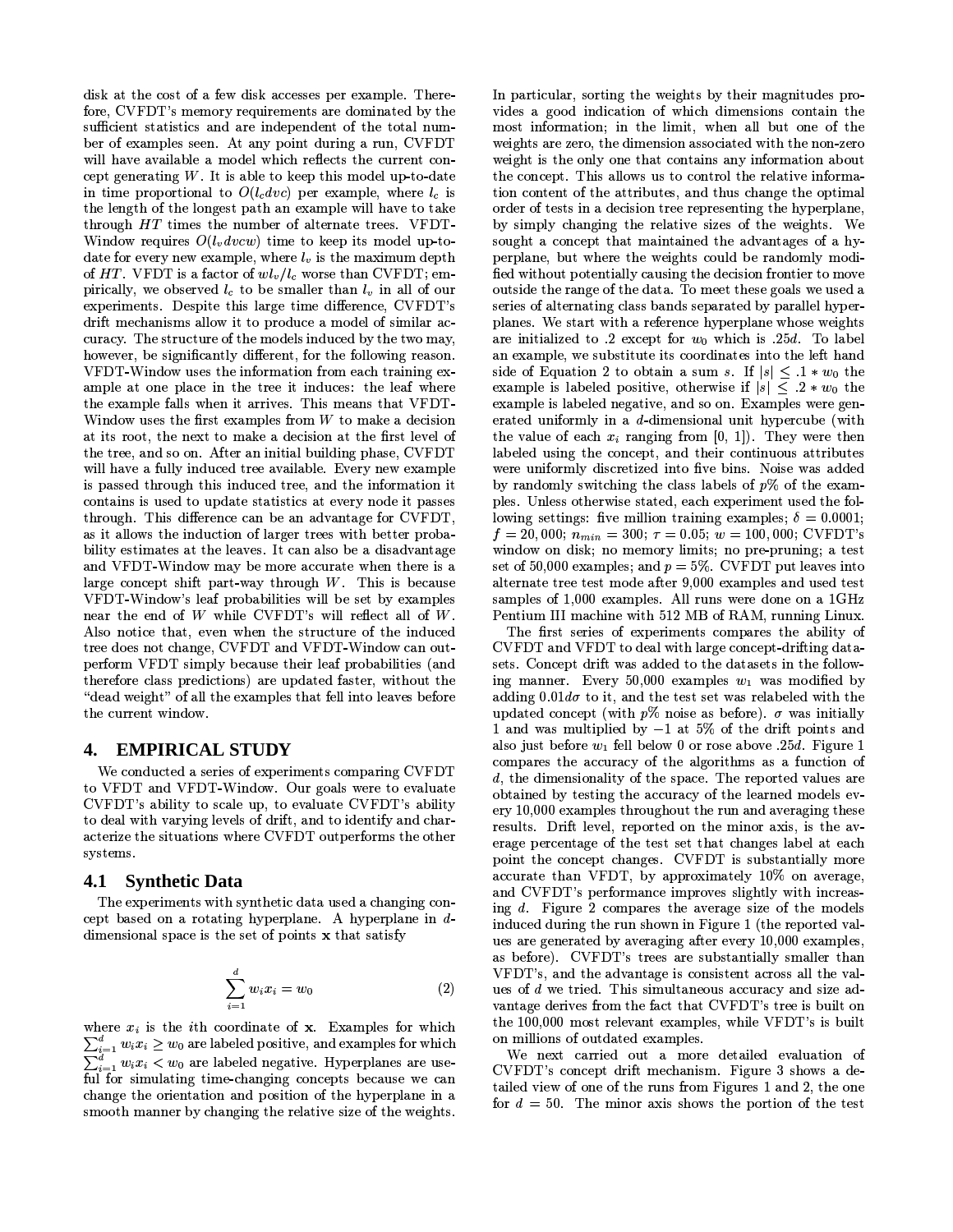disk at the cost of a few disk accesses per example. Therefore, CVFDT's memory requirements are dominated by the sufficient statistics and are independent of the total number of examples seen. At any point during a run, CVFDT will have available a model which reflects the current concept generating $W$. It is able to keep this model up-to-date in time proportional to $O(l_c dvc)$ per example, where $l_c$ is the length of the longest path an example will have to take through $HT$ times the number of alternate trees. VFDT-Window requires $O(l_v dvcw)$ time to keep its model up-to-date for every new example, where $l_v$ is the maximum depth of $HT$. VFDT is a factor of $wl_v/l_c$ worse than CVFDT; empirically, we observed $l_c$ to be smaller than $l_v$ in all of our experiments. Despite this large time difference, CVFDT's drift mechanisms allow it to produce a model of similar accuracy. The structure of the models induced by the two may, however, be significantly different, for the following reason. VFDT-Window uses the information from each training example at one place in the tree it induces: the leaf where the example falls when it arrives. This means that VFDT-Window uses the first examples from $W$ to make a decision at its root, the next to make a decision at the first level of the tree, and so on. After an initial building phase, CVFDT will have a fully induced tree available. Every new example is passed through this induced tree, and the information it contains is used to update statistics at every node it passes through. This difference can be an advantage for CVFDT, as it allows the induction of larger trees with better probability estimates at the leaves. It can also be a disadvantage and VFDT-Window may be more accurate when there is a large concept shift part-way through $W$. This is because VFDT-Window's leaf probabilities will be set by examples near the end of $W$ while CVFDT's will reflect all of $W$. Also notice that, even when the structure of the induced tree does not change, CVFDT and VFDT-Window can outperform VFDT simply because their leaf probabilities (and therefore class predictions) are updated faster, without the "dead weight" of all the examples that fell into leaves before the current window.

## 4. EMPIRICAL STUDY

We conducted a series of experiments comparing CVFDT to VFDT and VFDT-Window. Our goals were to evaluate CVFDT's ability to scale up, to evaluate CVFDT's ability to deal with varying levels of drift, and to identify and characterize the situations where CVFDT outperforms the other systems.

### 4.1 Synthetic Data

The experiments with synthetic data used a changing concept based on a rotating hyperplane. A hyperplane in $d$-dimensional space is the set of points $\mathbf{x}$ that satisfy

$$\sum_{i=1}^{d} w_i x_i = w_0 \tag{2}$$

where $x_i$ is the $i$th coordinate of $\mathbf{x}$. Examples for which $\sum_{i=1}^{d} w_i x_i \geq w_0$ are labeled positive, and examples for which $\sum_{i=1}^{d} w_i x_i < w_0$ are labeled negative. Hyperplanes are useful for simulating time-changing concepts because we can change the orientation and position of the hyperplane in a smooth manner by changing the relative size of the weights. In particular, sorting the weights by their magnitudes provides a good indication of which dimensions contain the most information; in the limit, when all but one of the weights are zero, the dimension associated with the non-zero weight is the only one that contains any information about the concept. This allows us to control the relative information content of the attributes, and thus change the optimal order of tests in a decision tree representing the hyperplane, by simply changing the relative sizes of the weights. We sought a concept that maintained the advantages of a hyperplane, but where the weights could be randomly modified without potentially causing the decision frontier to move outside the range of the data. To meet these goals we used a series of alternating class bands separated by parallel hyperplanes. We start with a reference hyperplane whose weights are initialized to .2 except for $w_0$ which is $.25d$. To label an example, we substitute its coordinates into the left hand side of Equation 2 to obtain a sum $s$. If $|s| \leq .1 * w_0$ the example is labeled positive, otherwise if $|s| \leq .2 * w_0$ the example is labeled negative, and so on. Examples were generated uniformly in a $d$-dimensional unit hypercube (with the value of each $x_i$ ranging from [0, 1]). They were then labeled using the concept, and their continuous attributes were uniformly discretized into five bins. Noise was added by randomly switching the class labels of $p\%$ of the examples. Unless otherwise stated, each experiment used the following settings: five million training examples; $\delta = 0.0001$; $f = 20,000$; $n_{min} = 300$; $\tau = 0.05$; $w = 100,000$; CVFDT's window on disk; no memory limits; no pre-pruning; a test set of 50,000 examples; and $p = 5\%$. CVFDT put leaves into alternate tree test mode after 9,000 examples and used test samples of 1,000 examples. All runs were done on a 1GHz Pentium III machine with 512 MB of RAM, running Linux.

The first series of experiments compares the ability of CVFDT and VFDT to deal with large concept-drifting datasets. Concept drift was added to the datasets in the following manner. Every 50,000 examples $w_1$ was modified by adding $0.01d\sigma$ to it, and the test set was relabeled with the updated concept (with $p\%$ noise as before). $\sigma$ was initially 1 and was multiplied by $-1$ at 5% of the drift points and also just before $w_1$ fell below 0 or rose above $.25d$. Figure 1 compares the accuracy of the algorithms as a function of $d$, the dimensionality of the space. The reported values are obtained by testing the accuracy of the learned models every 10,000 examples throughout the run and averaging these results. Drift level, reported on the minor axis, is the average percentage of the test set that changes label at each point the concept changes. CVFDT is substantially more accurate than VFDT, by approximately 10% on average, and CVFDT's performance improves slightly with increasing $d$. Figure 2 compares the average size of the models induced during the run shown in Figure 1 (the reported values are generated by averaging after every 10,000 examples, as before). CVFDT's trees are substantially smaller than VFDT's, and the advantage is consistent across all the values of $d$ we tried. This simultaneous accuracy and size advantage derives from the fact that CVFDT's tree is built on the 100,000 most relevant examples, while VFDT's is built on millions of outdated examples.

We next carried out a more detailed evaluation of CVFDT's concept drift mechanism. Figure 3 shows a detailed view of one of the runs from Figures 1 and 2, the one for $d = 50$. The minor axis shows the portion of the test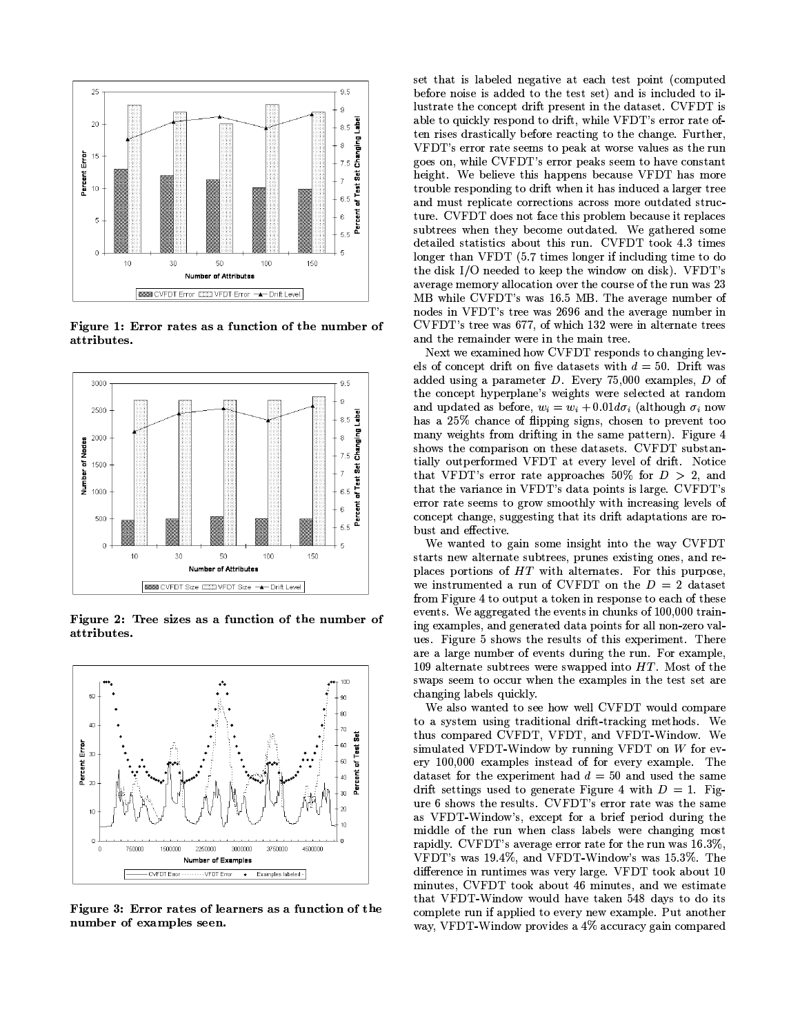Figure 1: Error rates as a function of the number of attributes.

Figure 2: Tree sizes as a function of the number of attributes.

Figure 3: Error rates of learners as a function of the number of examples seen.

set that is labeled negative at each test point (computed before noise is added to the test set) and is included to illustrate the concept drift present in the dataset. CVFDT is able to quickly respond to drift, while VFDT's error rate often rises drastically before reacting to the change. Further, VFDT's error rate seems to peak at worse values as the run goes on, while CVFDT's error peaks seem to have constant height. We believe this happens because VFDT has more trouble responding to drift when it has induced a larger tree and must replicate corrections across more outdated structure. CVFDT does not face this problem because it replaces subtrees when they become outdated. We gathered some detailed statistics about this run. CVFDT took 4.3 times longer than VFDT (5.7 times longer if including time to do the disk I/O needed to keep the window on disk). VFDT's average memory allocation over the course of the run was 23 MB while CVFDT's was 16.5 MB. The average number of nodes in VFDT's tree was 2696 and the average number in CVFDT's tree was 677, of which 132 were in alternate trees and the remainder were in the main tree.

Next we examined how CVFDT responds to changing levels of concept drift on five datasets with $d = 50$. Drift was added using a parameter $D$. Every 75,000 examples, $D$ of the concept hyperplane's weights were selected at random and updated as before, $w_i = w_i + 0.01 d\sigma_i$ (although $\sigma_i$ now has a 25% chance of flipping signs, chosen to prevent too many weights from drifting in the same pattern). Figure 4 shows the comparison on these datasets. CVFDT substantially outperformed VFDT at every level of drift. Notice that VFDT's error rate approaches 50% for $D > 2$, and that the variance in VFDT's data points is large. CVFDT's error rate seems to grow smoothly with increasing levels of concept change, suggesting that its drift adaptations are robust and effective.

We wanted to gain some insight into the way CVFDT starts new alternate subtrees, prunes existing ones, and replaces portions of $HT$ with alternates. For this purpose, we instrumented a run of CVFDT on the $D = 2$ dataset from Figure 4 to output a token in response to each of these events. We aggregated the events in chunks of 100,000 training examples, and generated data points for all non-zero values. Figure 5 shows the results of this experiment. There are a large number of events during the run. For example, 109 alternate subtrees were swapped into $HT$. Most of the swaps seem to occur when the examples in the test set are changing labels quickly.

We also wanted to see how well CVFDT would compare to a system using traditional drift-tracking methods. We thus compared CVFDT, VFDT, and VFDT-Window. We simulated VFDT-Window by running VFDT on $W$ for every 100,000 examples instead of for every example. The dataset for the experiment had $d = 50$ and used the same drift settings used to generate Figure 4 with $D = 1$. Figure 6 shows the results. CVFDT's error rate was the same as VFDT-Window's, except for a brief period during the middle of the run when class labels were changing most rapidly. CVFDT's average error rate for the run was 16.3%, VFDT's was 19.4%, and VFDT-Window's was 15.3%. The difference in runtimes was very large. VFDT took about 10 minutes, CVFDT took about 46 minutes, and we estimate that VFDT-Window would have taken 548 days to do its complete run if applied to every new example. Put another way, VFDT-Window provides a 4% accuracy gain compared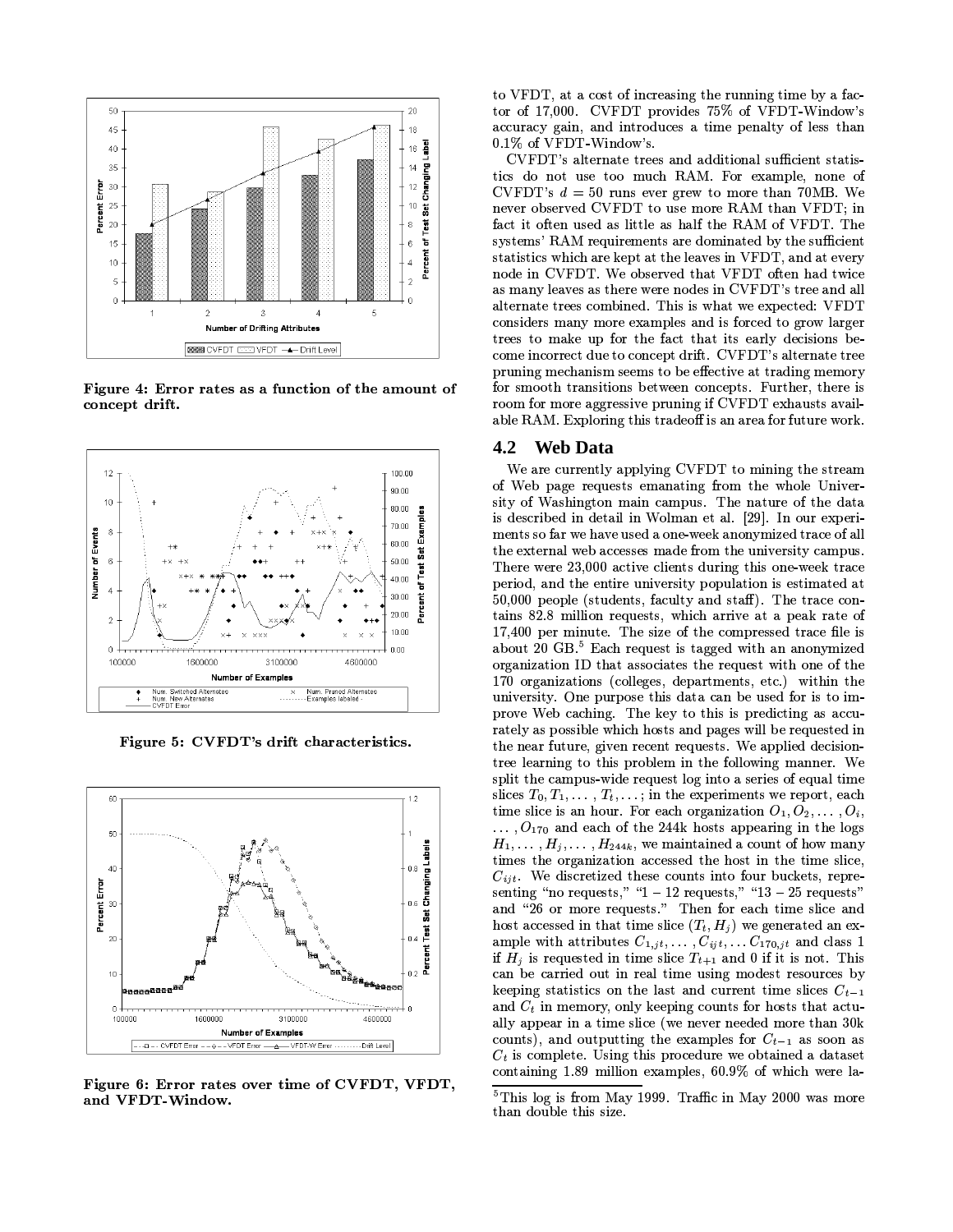Figure 4: Error rates as a function of the amount of concept drift.

Figure 5: CVFDT's drift characteristics.

Figure 6: Error rates over time of CVFDT, VFDT, and VFDT-Window.

to VFDT, at a cost of increasing the running time by a factor of 17,000. CVFDT provides 75% of VFDT-Window's accuracy gain, and introduces a time penalty of less than 0.1% of VFDT-Window's.

CVFDT's alternate trees and additional sufficient statistics do not use too much RAM. For example, none of CVFDT's $d = 50$ runs ever grew to more than 70MB. We never observed CVFDT to use more RAM than VFDT; in fact it often used as little as half the RAM of VFDT. The systems' RAM requirements are dominated by the sufficient statistics which are kept at the leaves in VFDT, and at every node in CVFDT. We observed that VFDT often had twice as many leaves as there were nodes in CVFDT's tree and all alternate trees combined. This is what we expected: VFDT considers many more examples and is forced to grow larger trees to make up for the fact that its early decisions become incorrect due to concept drift. CVFDT's alternate tree pruning mechanism seems to be effective at trading memory for smooth transitions between concepts. Further, there is room for more aggressive pruning if CVFDT exhausts available RAM. Exploring this tradeoff is an area for future work.

## 4.2 Web Data

We are currently applying CVFDT to mining the stream of Web page requests emanating from the whole University of Washington main campus. The nature of the data is described in detail in Wolman et al. [29]. In our experiments so far we have used a one-week anonymized trace of all the external web accesses made from the university campus. There were 23,000 active clients during this one-week trace period, and the entire university population is estimated at 50,000 people (students, faculty and staff). The trace contains 82.8 million requests, which arrive at a peak rate of 17,400 per minute. The size of the compressed trace file is about 20 GB.[5] Each request is tagged with an anonymized organization ID that associates the request with one of the 170 organizations (colleges, departments, etc.) within the university. One purpose this data can be used for is to improve Web caching. The key to this is predicting as accurately as possible which hosts and pages will be requested in the near future, given recent requests. We applied decision-tree learning to this problem in the following manner. We split the campus-wide request log into a series of equal time slices $T_0, T_1, \ldots, T_t, \ldots$; in the experiments we report, each time slice is an hour. For each organization $O_1, O_2, \ldots, O_i, \ldots, O_{170}$ and each of the 244k hosts appearing in the logs $H_1, \ldots, H_j, \ldots, H_{244k}$, we maintained a count of how many times the organization accessed the host in the time slice, $C_{ijt}$. We discretized these counts into four buckets, representing "no requests," "1 – 12 requests," "13 – 25 requests" and "26 or more requests." Then for each time slice and host accessed in that time slice $(T_t, H_j)$ we generated an example with attributes $C_{1,jt}, \ldots, C_{ijt}, \ldots C_{170,jt}$ and class 1 if $H_j$ is requested in time slice $T_{t+1}$ and 0 if it is not. This can be carried out in real time using modest resources by keeping statistics on the last and current time slices $C_{t-1}$ and $C_t$ in memory, only keeping counts for hosts that actually appear in a time slice (we never needed more than 30k counts), and outputting the examples for $C_{t-1}$ as soon as $C_t$ is complete. Using this procedure we obtained a dataset containing 1.89 million examples, 60.9% of which were la-

[5] This log is from May 1999. Traffic in May 2000 was more than double this size.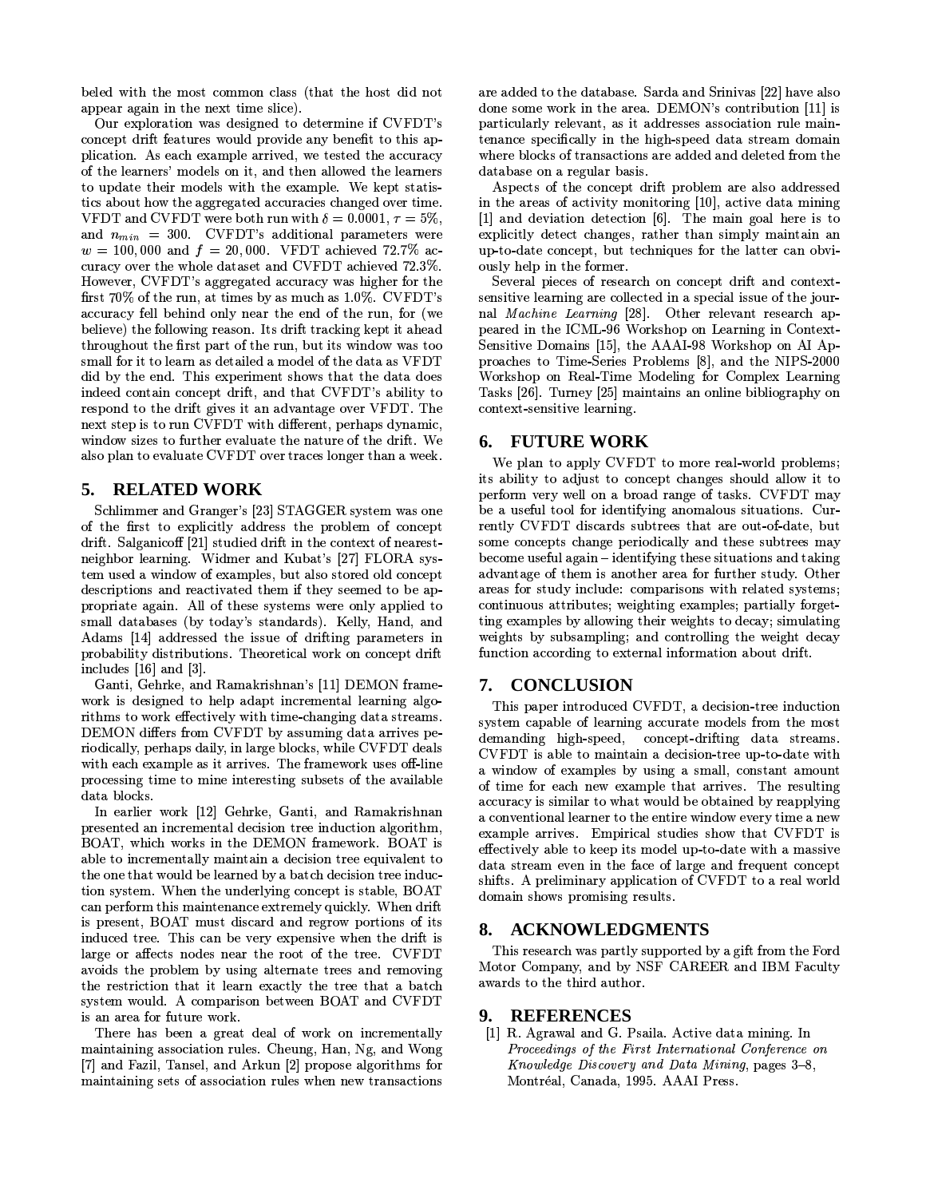beled with the most common class (that the host did not appear again in the next time slice).

Our exploration was designed to determine if CVFDT's concept drift features would provide any benefit to this application. As each example arrived, we tested the accuracy of the learners' models on it, and then allowed the learners to update their models with the example. We kept statistics about how the aggregated accuracies changed over time. VFDT and CVFDT were both run with $\delta = 0.0001$, $\tau = 5\%$, and $n_{min} = 300$. CVFDT's additional parameters were $w = 100,000$ and $f = 20,000$. VFDT achieved 72.7% accuracy over the whole dataset and CVFDT achieved 72.3%. However, CVFDT's aggregated accuracy was higher for the first 70% of the run, at times by as much as 1.0%. CVFDT's accuracy fell behind only near the end of the run, for (we believe) the following reason. Its drift tracking kept it ahead throughout the first part of the run, but its window was too small for it to learn as detailed a model of the data as VFDT did by the end. This experiment shows that the data does indeed contain concept drift, and that CVFDT's ability to respond to the drift gives it an advantage over VFDT. The next step is to run CVFDT with different, perhaps dynamic, window sizes to further evaluate the nature of the drift. We also plan to evaluate CVFDT over traces longer than a week.

## 5. RELATED WORK

Schlimmer and Granger's [23] STAGGER system was one of the first to explicitly address the problem of concept drift. Salganicoff [21] studied drift in the context of nearest-neighbor learning. Widmer and Kubat's [27] FLORA system used a window of examples, but also stored old concept descriptions and reactivated them if they seemed to be appropriate again. All of these systems were only applied to small databases (by today's standards). Kelly, Hand, and Adams [14] addressed the issue of drifting parameters in probability distributions. Theoretical work on concept drift includes [16] and [3].

Ganti, Gehrke, and Ramakrishnan's [11] DEMON framework is designed to help adapt incremental learning algorithms to work effectively with time-changing data streams. DEMON differs from CVFDT by assuming data arrives periodically, perhaps daily, in large blocks, while CVFDT deals with each example as it arrives. The framework uses off-line processing time to mine interesting subsets of the available data blocks.

In earlier work [12] Gehrke, Ganti, and Ramakrishnan presented an incremental decision tree induction algorithm, BOAT, which works in the DEMON framework. BOAT is able to incrementally maintain a decision tree equivalent to the one that would be learned by a batch decision tree induction system. When the underlying concept is stable, BOAT can perform this maintenance extremely quickly. When drift is present, BOAT must discard and regrow portions of its induced tree. This can be very expensive when the drift is large or affects nodes near the root of the tree. CVFDT avoids the problem by using alternate trees and removing the restriction that it learn exactly the tree that a batch system would. A comparison between BOAT and CVFDT is an area for future work.

There has been a great deal of work on incrementally maintaining association rules. Cheung, Han, Ng, and Wong [7] and Fazil, Tansel, and Arkun [2] propose algorithms for maintaining sets of association rules when new transactions are added to the database. Sarda and Srinivas [22] have also done some work in the area. DEMON's contribution [11] is particularly relevant, as it addresses association rule maintenance specifically in the high-speed data stream domain where blocks of transactions are added and deleted from the database on a regular basis.

Aspects of the concept drift problem are also addressed in the areas of activity monitoring [10], active data mining [1] and deviation detection [6]. The main goal here is to explicitly detect changes, rather than simply maintain an up-to-date concept, but techniques for the latter can obviously help in the former.

Several pieces of research on concept drift and context-sensitive learning are collected in a special issue of the journal *Machine Learning* [28]. Other relevant research appeared in the ICML-96 Workshop on Learning in Context-Sensitive Domains [15], the AAAI-98 Workshop on AI Approaches to Time-Series Problems [8], and the NIPS-2000 Workshop on Real-Time Modeling for Complex Learning Tasks [26]. Turney [25] maintains an online bibliography on context-sensitive learning.

## 6. FUTURE WORK

We plan to apply CVFDT to more real-world problems; its ability to adjust to concept changes should allow it to perform very well on a broad range of tasks. CVFDT may be a useful tool for identifying anomalous situations. Currently CVFDT discards subtrees that are out-of-date, but some concepts change periodically and these subtrees may become useful again – identifying these situations and taking advantage of them is another area for further study. Other areas for study include: comparisons with related systems; continuous attributes; weighting examples; partially forgetting examples by allowing their weights to decay; simulating weights by subsampling; and controlling the weight decay function according to external information about drift.

## 7. CONCLUSION

This paper introduced CVFDT, a decision-tree induction system capable of learning accurate models from the most demanding high-speed, concept-drifting data streams. CVFDT is able to maintain a decision-tree up-to-date with a window of examples by using a small, constant amount of time for each new example that arrives. The resulting accuracy is similar to what would be obtained by reapplying a conventional learner to the entire window every time a new example arrives. Empirical studies show that CVFDT is effectively able to keep its model up-to-date with a massive data stream even in the face of large and frequent concept shifts. A preliminary application of CVFDT to a real world domain shows promising results.

## 8. ACKNOWLEDGMENTS

This research was partly supported by a gift from the Ford Motor Company, and by NSF CAREER and IBM Faculty awards to the third author.

## 9. REFERENCES

[1] R. Agrawal and G. Psaila. Active data mining. In *Proceedings of the First International Conference on Knowledge Discovery and Data Mining*, pages 3–8, Montréal, Canada, 1995. AAAI Press.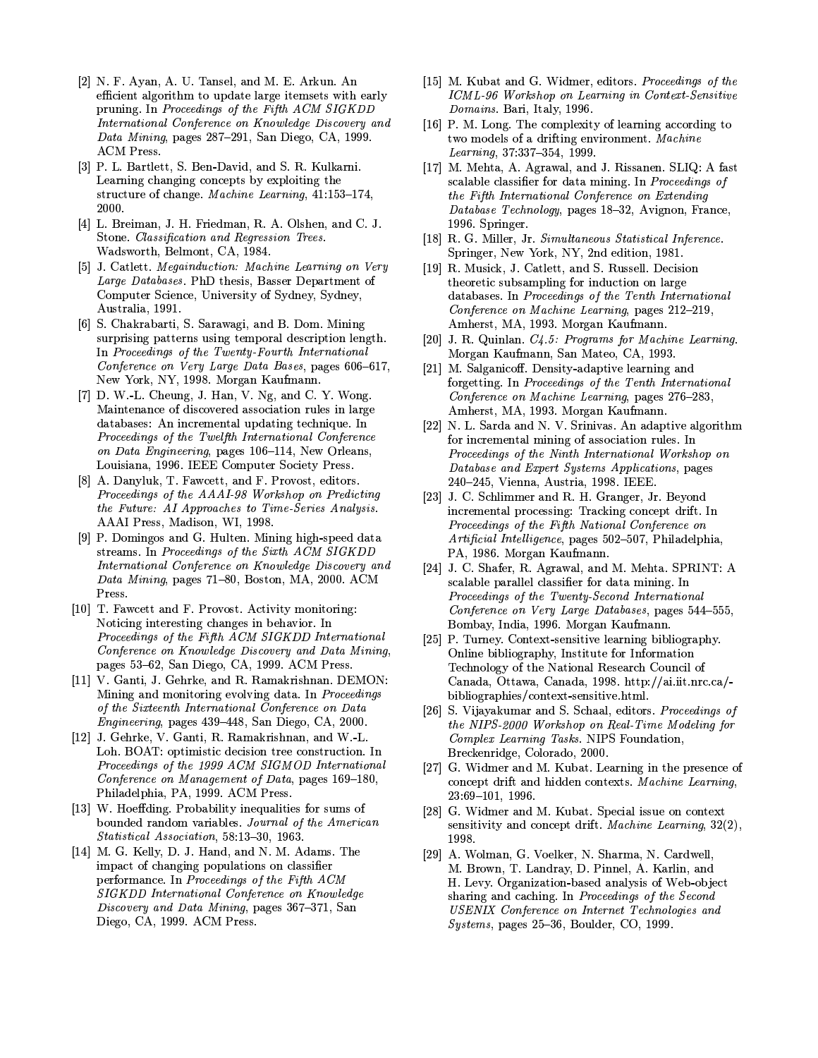[2] N. F. Ayan, A. U. Tansel, and M. E. Arkun. An efficient algorithm to update large itemsets with early pruning. In *Proceedings of the Fifth ACM SIGKDD International Conference on Knowledge Discovery and Data Mining*, pages 287–291, San Diego, CA, 1999. ACM Press.

[3] P. L. Bartlett, S. Ben-David, and S. R. Kulkarni. Learning changing concepts by exploiting the structure of change. *Machine Learning*, 41:153–174, 2000.

[4] L. Breiman, J. H. Friedman, R. A. Olshen, and C. J. Stone. *Classification and Regression Trees*. Wadsworth, Belmont, CA, 1984.

[5] J. Catlett. *Megainduction: Machine Learning on Very Large Databases*. PhD thesis, Basser Department of Computer Science, University of Sydney, Sydney, Australia, 1991.

[6] S. Chakrabarti, S. Sarawagi, and B. Dom. Mining surprising patterns using temporal description length. In *Proceedings of the Twenty-Fourth International Conference on Very Large Data Bases*, pages 606–617, New York, NY, 1998. Morgan Kaufmann.

[7] D. W.-L. Cheung, J. Han, V. Ng, and C. Y. Wong. Maintenance of discovered association rules in large databases: An incremental updating technique. In *Proceedings of the Twelfth International Conference on Data Engineering*, pages 106–114, New Orleans, Louisiana, 1996. IEEE Computer Society Press.

[8] A. Danyluk, T. Fawcett, and F. Provost, editors. *Proceedings of the AAAI-98 Workshop on Predicting the Future: AI Approaches to Time-Series Analysis*. AAAI Press, Madison, WI, 1998.

[9] P. Domingos and G. Hulten. Mining high-speed data streams. In *Proceedings of the Sixth ACM SIGKDD International Conference on Knowledge Discovery and Data Mining*, pages 71–80, Boston, MA, 2000. ACM Press.

[10] T. Fawcett and F. Provost. Activity monitoring: Noticing interesting changes in behavior. In *Proceedings of the Fifth ACM SIGKDD International Conference on Knowledge Discovery and Data Mining*, pages 53–62, San Diego, CA, 1999. ACM Press.

[11] V. Ganti, J. Gehrke, and R. Ramakrishnan. DEMON: Mining and monitoring evolving data. In *Proceedings of the Sixteenth International Conference on Data Engineering*, pages 439–448, San Diego, CA, 2000.

[12] J. Gehrke, V. Ganti, R. Ramakrishnan, and W.-L. Loh. BOAT: optimistic decision tree construction. In *Proceedings of the 1999 ACM SIGMOD International Conference on Management of Data*, pages 169–180, Philadelphia, PA, 1999. ACM Press.

[13] W. Hoeffding. Probability inequalities for sums of bounded random variables. *Journal of the American Statistical Association*, 58:13–30, 1963.

[14] M. G. Kelly, D. J. Hand, and N. M. Adams. The impact of changing populations on classifier performance. In *Proceedings of the Fifth ACM SIGKDD International Conference on Knowledge Discovery and Data Mining*, pages 367–371, San Diego, CA, 1999. ACM Press.

[15] M. Kubat and G. Widmer, editors. *Proceedings of the ICML-96 Workshop on Learning in Context-Sensitive Domains*. Bari, Italy, 1996.

[16] P. M. Long. The complexity of learning according to two models of a drifting environment. *Machine Learning*, 37:337–354, 1999.

[17] M. Mehta, A. Agrawal, and J. Rissanen. SLIQ: A fast scalable classifier for data mining. In *Proceedings of the Fifth International Conference on Extending Database Technology*, pages 18–32, Avignon, France, 1996. Springer.

[18] R. G. Miller, Jr. *Simultaneous Statistical Inference*. Springer, New York, NY, 2nd edition, 1981.

[19] R. Musick, J. Catlett, and S. Russell. Decision theoretic subsampling for induction on large databases. In *Proceedings of the Tenth International Conference on Machine Learning*, pages 212–219, Amherst, MA, 1993. Morgan Kaufmann.

[20] J. R. Quinlan. *C4.5: Programs for Machine Learning*. Morgan Kaufmann, San Mateo, CA, 1993.

[21] M. Salganicoff. Density-adaptive learning and forgetting. In *Proceedings of the Tenth International Conference on Machine Learning*, pages 276–283, Amherst, MA, 1993. Morgan Kaufmann.

[22] N. L. Sarda and N. V. Srinivas. An adaptive algorithm for incremental mining of association rules. In *Proceedings of the Ninth International Workshop on Database and Expert Systems Applications*, pages 240–245, Vienna, Austria, 1998. IEEE.

[23] J. C. Schlimmer and R. H. Granger, Jr. Beyond incremental processing: Tracking concept drift. In *Proceedings of the Fifth National Conference on Artificial Intelligence*, pages 502–507, Philadelphia, PA, 1986. Morgan Kaufmann.

[24] J. C. Shafer, R. Agrawal, and M. Mehta. SPRINT: A scalable parallel classifier for data mining. In *Proceedings of the Twenty-Second International Conference on Very Large Databases*, pages 544–555, Bombay, India, 1996. Morgan Kaufmann.

[25] P. Turney. Context-sensitive learning bibliography. Online bibliography, Institute for Information Technology of the National Research Council of Canada, Ottawa, Canada, 1998. http://ai.iit.nrc.ca/-bibliographies/context-sensitive.html.

[26] S. Vijayakumar and S. Schaal, editors. *Proceedings of the NIPS-2000 Workshop on Real-Time Modeling for Complex Learning Tasks*. NIPS Foundation, Breckenridge, Colorado, 2000.

[27] G. Widmer and M. Kubat. Learning in the presence of concept drift and hidden contexts. *Machine Learning*, 23:69–101, 1996.

[28] G. Widmer and M. Kubat. Special issue on context sensitivity and concept drift. *Machine Learning*, 32(2), 1998.

[29] A. Wolman, G. Voelker, N. Sharma, N. Cardwell, M. Brown, T. Landray, D. Pinnel, A. Karlin, and H. Levy. Organization-based analysis of Web-object sharing and caching. In *Proceedings of the Second USENIX Conference on Internet Technologies and Systems*, pages 25–36, Boulder, CO, 1999.